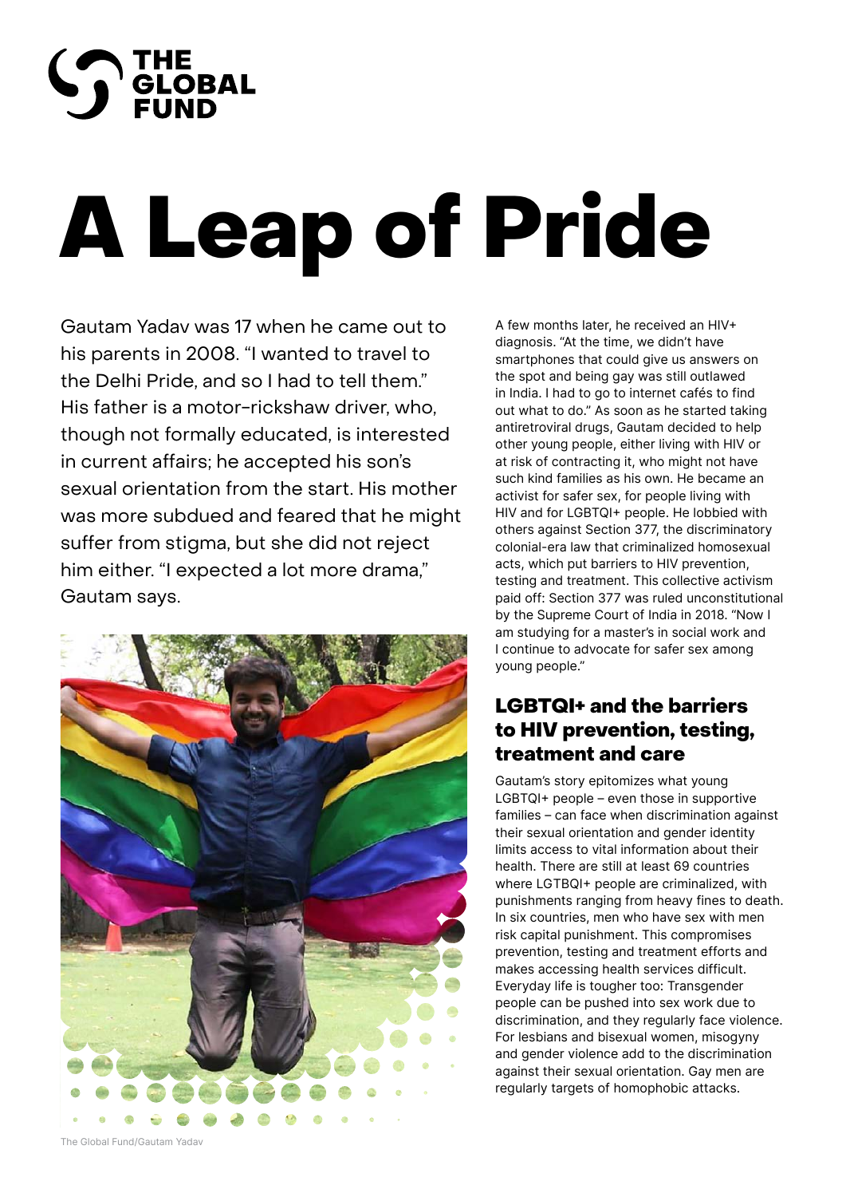# A Leap of Pride

Gautam Yadav was 17 when he came out to his parents in 2008. "I wanted to travel to the Delhi Pride, and so I had to tell them." His father is a motor-rickshaw driver, who, though not formally educated, is interested in current affairs; he accepted his son's sexual orientation from the start. His mother was more subdued and feared that he might suffer from stigma, but she did not reject him either. "I expected a lot more drama," Gautam says.

The Global Fund/Gautam Yadav

A few months later, he received an HIV+ diagnosis. "At the time, we didn't have smartphones that could give us answers on the spot and being gay was still outlawed in India. I had to go to internet cafés to find out what to do." As soon as he started taking antiretroviral drugs, Gautam decided to help other young people, either living with HIV or at risk of contracting it, who might not have such kind families as his own. He became an activist for safer sex, for people living with HIV and for LGBTQI+ people. He lobbied with others against Section 377, the discriminatory colonial-era law that criminalized homosexual acts, which put barriers to HIV prevention, testing and treatment. This collective activism paid off: Section 377 was ruled unconstitutional by the Supreme Court of India in 2018. "Now I am studying for a master's in social work and I continue to advocate for safer sex among young people."

## LGBTQI+ and the barriers to HIV prevention, testing, treatment and care

Gautam's story epitomizes what young LGBTQI+ people – even those in supportive families – can face when discrimination against their sexual orientation and gender identity limits access to vital information about their health. There are still at least 69 countries where LGTBQI+ people are criminalized, with punishments ranging from heavy fines to death. In six countries, men who have sex with men risk capital punishment. This compromises prevention, testing and treatment efforts and makes accessing health services difficult. Everyday life is tougher too: Transgender people can be pushed into sex work due to discrimination, and they regularly face violence. For lesbians and bisexual women, misogyny and gender violence add to the discrimination against their sexual orientation. Gay men are regularly targets of homophobic attacks.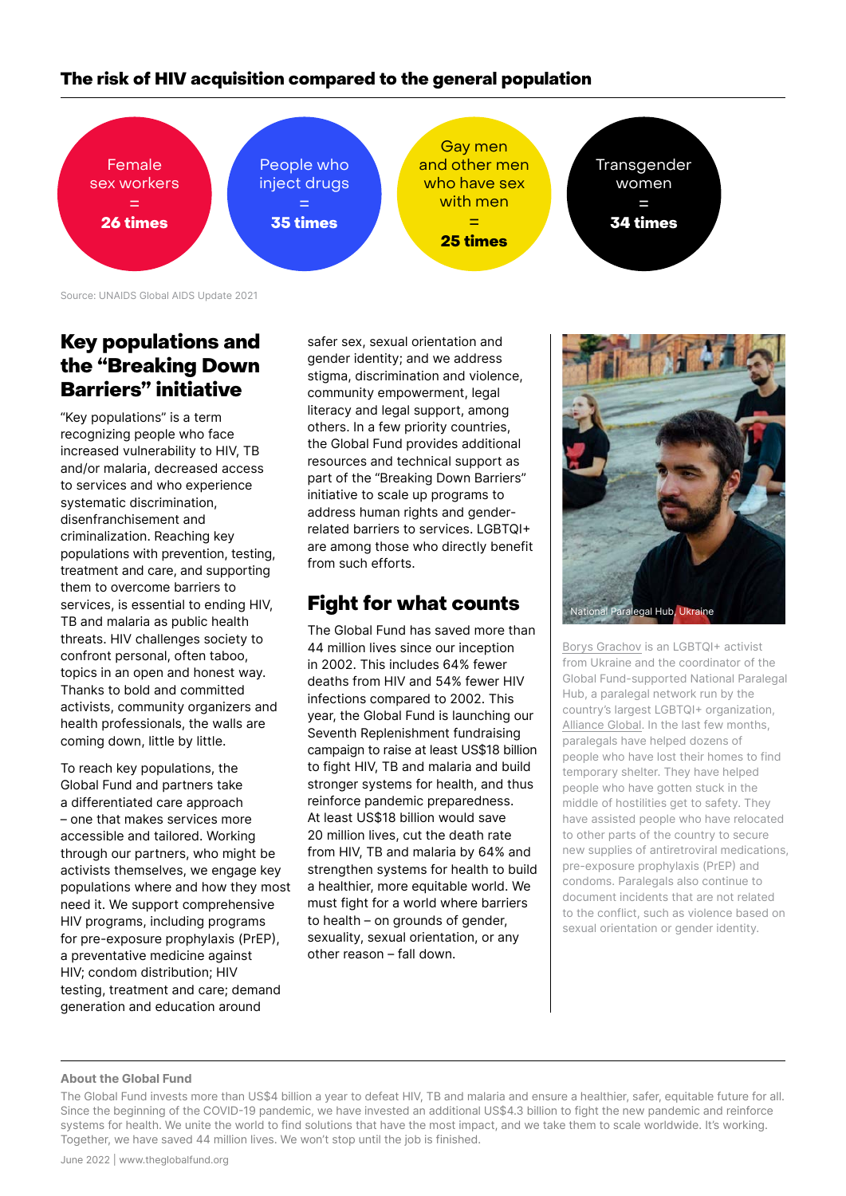### The risk of HIV acquisition compared to the general population

Female sex workers = **26 times**

People who inject drugs = **35 times**

Gay men and other men who have sex with men = **25 times**

Transgender women = **34 times**

Source: UNAIDS Global AIDS Update 2021

## Key populations and the "Breaking Down Barriers" initiative

"Key populations" is a term recognizing people who face increased vulnerability to HIV, TB and/or malaria, decreased access to services and who experience systematic discrimination, disenfranchisement and criminalization. Reaching key populations with prevention, testing, treatment and care, and supporting them to overcome barriers to services, is essential to ending HIV, TB and malaria as public health threats. HIV challenges society to confront personal, often taboo, topics in an open and honest way. Thanks to bold and committed activists, community organizers and health professionals, the walls are coming down, little by little.

To reach key populations, the Global Fund and partners take a differentiated care approach – one that makes services more accessible and tailored. Working through our partners, who might be activists themselves, we engage key populations where and how they most need it. We support comprehensive HIV programs, including programs for pre-exposure prophylaxis (PrEP), a preventative medicine against HIV; condom distribution; HIV testing, treatment and care; demand generation and education around safer sex, sexual orientation and gender identity; and we address stigma, discrimination and violence, community empowerment, legal literacy and legal support, among others. In a few priority countries, the Global Fund provides additional resources and technical support as part of the "Breaking Down Barriers" initiative to scale up programs to address human rights and gender-related barriers to services. LGBTQI+ are among those who directly benefit from such efforts.

## Fight for what counts

The Global Fund has saved more than 44 million lives since our inception in 2002. This includes 64% fewer deaths from HIV and 54% fewer HIV infections compared to 2002. This year, the Global Fund is launching our Seventh Replenishment fundraising campaign to raise at least US$18 billion to fight HIV, TB and malaria and build stronger systems for health, and thus reinforce pandemic preparedness. At least US$18 billion would save 20 million lives, cut the death rate from HIV, TB and malaria by 64% and strengthen systems for health to build a healthier, more equitable world. We must fight for a world where barriers to health – on grounds of gender, sexuality, sexual orientation, or any other reason – fall down.

National Paralegal Hub, Ukraine

Borys Grachov is an LGBTQI+ activist from Ukraine and the coordinator of the Global Fund-supported National Paralegal Hub, a paralegal network run by the country's largest LGBTQI+ organization, Alliance Global. In the last few months, paralegals have helped dozens of people who have lost their homes to find temporary shelter. They have helped people who have gotten stuck in the middle of hostilities get to safety. They have assisted people who have relocated to other parts of the country to secure new supplies of antiretroviral medications, pre-exposure prophylaxis (PrEP) and condoms. Paralegals also continue to document incidents that are not related to the conflict, such as violence based on sexual orientation or gender identity.

**About the Global Fund**

The Global Fund invests more than US$4 billion a year to defeat HIV, TB and malaria and ensure a healthier, safer, equitable future for all. Since the beginning of the COVID-19 pandemic, we have invested an additional US$4.3 billion to fight the new pandemic and reinforce systems for health. We unite the world to find solutions that have the most impact, and we take them to scale worldwide. It's working. Together, we have saved 44 million lives. We won't stop until the job is finished.

June 2022 | www.theglobalfund.org